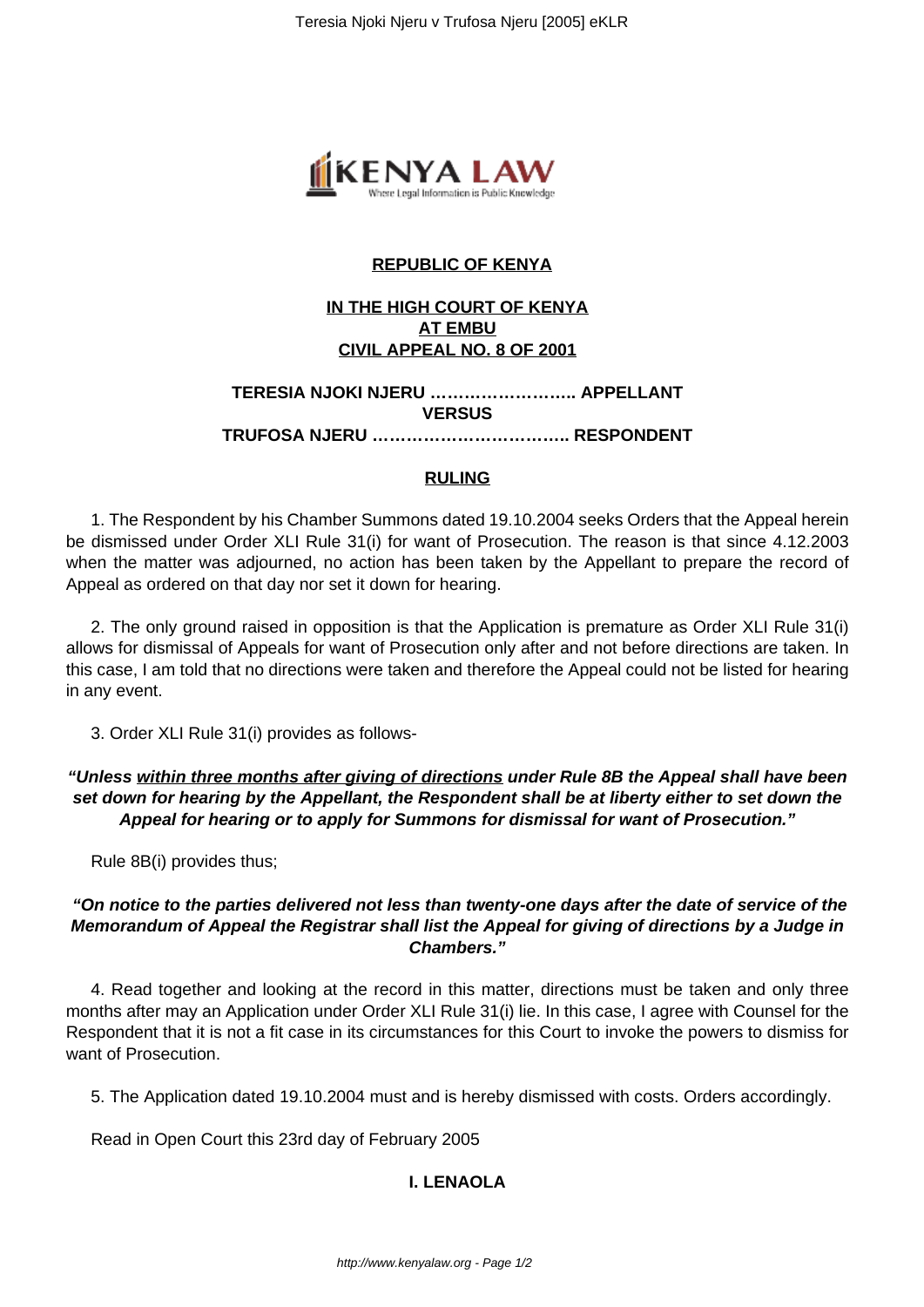**REPUBLIC OF KENYA**

**IN THE HIGH COURT OF KENYA**
**AT EMBU**
**CIVIL APPEAL NO. 8 OF 2001**

**TERESIA NJOKI NJERU …………………….. APPELLANT**

**VERSUS**

**TRUFOSA NJERU …………………………….. RESPONDENT**

**RULING**

1. The Respondent by his Chamber Summons dated 19.10.2004 seeks Orders that the Appeal herein be dismissed under Order XLI Rule 31(i) for want of Prosecution. The reason is that since 4.12.2003 when the matter was adjourned, no action has been taken by the Appellant to prepare the record of Appeal as ordered on that day nor set it down for hearing.

2. The only ground raised in opposition is that the Application is premature as Order XLI Rule 31(i) allows for dismissal of Appeals for want of Prosecution only after and not before directions are taken. In this case, I am told that no directions were taken and therefore the Appeal could not be listed for hearing in any event.

3. Order XLI Rule 31(i) provides as follows-

***"Unless <u>within three months after giving of directions</u> under Rule 8B the Appeal shall have been set down for hearing by the Appellant, the Respondent shall be at liberty either to set down the Appeal for hearing or to apply for Summons for dismissal for want of Prosecution."***

Rule 8B(i) provides thus;

***"On notice to the parties delivered not less than twenty-one days after the date of service of the Memorandum of Appeal the Registrar shall list the Appeal for giving of directions by a Judge in Chambers."***

4. Read together and looking at the record in this matter, directions must be taken and only three months after may an Application under Order XLI Rule 31(i) lie. In this case, I agree with Counsel for the Respondent that it is not a fit case in its circumstances for this Court to invoke the powers to dismiss for want of Prosecution.

5. The Application dated 19.10.2004 must and is hereby dismissed with costs. Orders accordingly.

Read in Open Court this 23rd day of February 2005

**I. LENAOLA**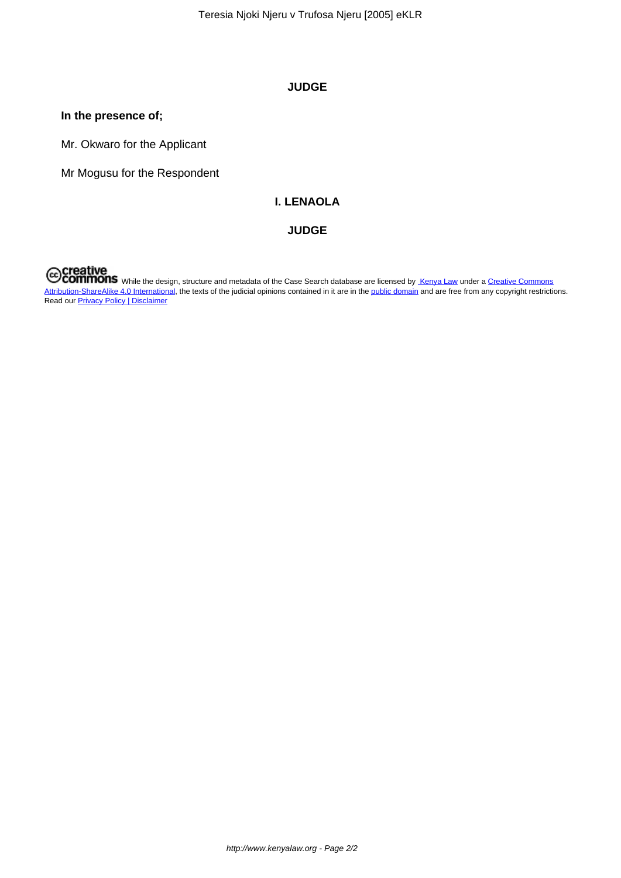**JUDGE**

**In the presence of;**

Mr. Okwaro for the Applicant

Mr Mogusu for the Respondent

**I. LENAOLA**

**JUDGE**

While the design, structure and metadata of the Case Search database are licensed by Kenya Law under a Creative Commons Attribution-ShareAlike 4.0 International, the texts of the judicial opinions contained in it are in the public domain and are free from any copyright restrictions. Read our Privacy Policy | Disclaimer